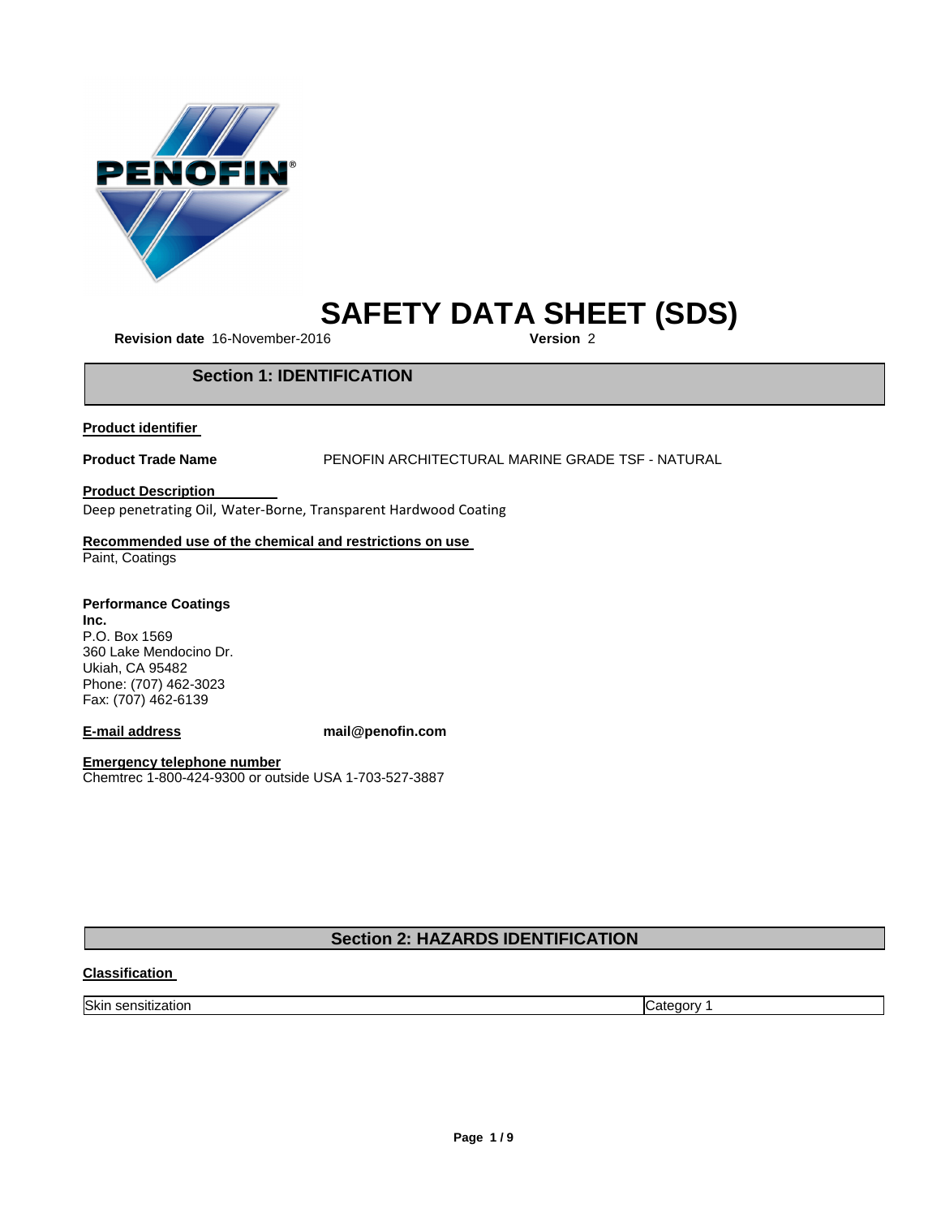# SAFETY DATA SHEET (SDS)

**Revision date** 16-November-2016 **Version** 2

## Section 1: IDENTIFICATION

**Product identifier**

**Product Trade Name** PENOFIN ARCHITECTURAL MARINE GRADE TSF - NATURAL

**Product Description**

Deep penetrating Oil, Water-Borne, Transparent Hardwood Coating

**Recommended use of the chemical and restrictions on use**

Paint, Coatings

**Performance Coatings Inc.**

P.O. Box 1569
360 Lake Mendocino Dr.
Ukiah, CA 95482
Phone: (707) 462-3023
Fax: (707) 462-6139

**E-mail address** **mail@penofin.com**

**Emergency telephone number**

Chemtrec 1-800-424-9300 or outside USA 1-703-527-3887

## Section 2: HAZARDS IDENTIFICATION

**Classification**

| | |
|---|---|
| Skin sensitization | Category 1 |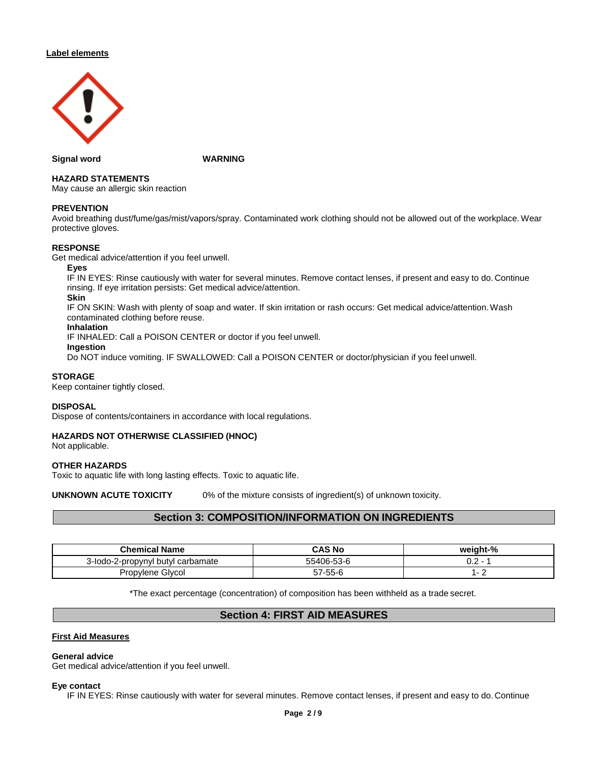**Label elements**

**Signal word** **WARNING**

**HAZARD STATEMENTS**

May cause an allergic skin reaction

**PREVENTION**

Avoid breathing dust/fume/gas/mist/vapors/spray. Contaminated work clothing should not be allowed out of the workplace. Wear protective gloves.

**RESPONSE**

Get medical advice/attention if you feel unwell.

**Eyes**

IF IN EYES: Rinse cautiously with water for several minutes. Remove contact lenses, if present and easy to do. Continue rinsing. If eye irritation persists: Get medical advice/attention.

**Skin**

IF ON SKIN: Wash with plenty of soap and water. If skin irritation or rash occurs: Get medical advice/attention. Wash contaminated clothing before reuse.

**Inhalation**

IF INHALED: Call a POISON CENTER or doctor if you feel unwell.

**Ingestion**

Do NOT induce vomiting. IF SWALLOWED: Call a POISON CENTER or doctor/physician if you feel unwell.

**STORAGE**

Keep container tightly closed.

**DISPOSAL**

Dispose of contents/containers in accordance with local regulations.

**HAZARDS NOT OTHERWISE CLASSIFIED (HNOC)**

Not applicable.

**OTHER HAZARDS**

Toxic to aquatic life with long lasting effects. Toxic to aquatic life.

**UNKNOWN ACUTE TOXICITY** 0% of the mixture consists of ingredient(s) of unknown toxicity.

## Section 3: COMPOSITION/INFORMATION ON INGREDIENTS

| Chemical Name | CAS No | weight-% |
| --- | --- | --- |
| 3-Iodo-2-propynyl butyl carbamate | 55406-53-6 | 0.2 - 1 |
| Propylene Glycol | 57-55-6 | 1- 2 |

*The exact percentage (concentration) of composition has been withheld as a trade secret.

## Section 4: FIRST AID MEASURES

**First Aid Measures**

**General advice**

Get medical advice/attention if you feel unwell.

**Eye contact**

IF IN EYES: Rinse cautiously with water for several minutes. Remove contact lenses, if present and easy to do. Continue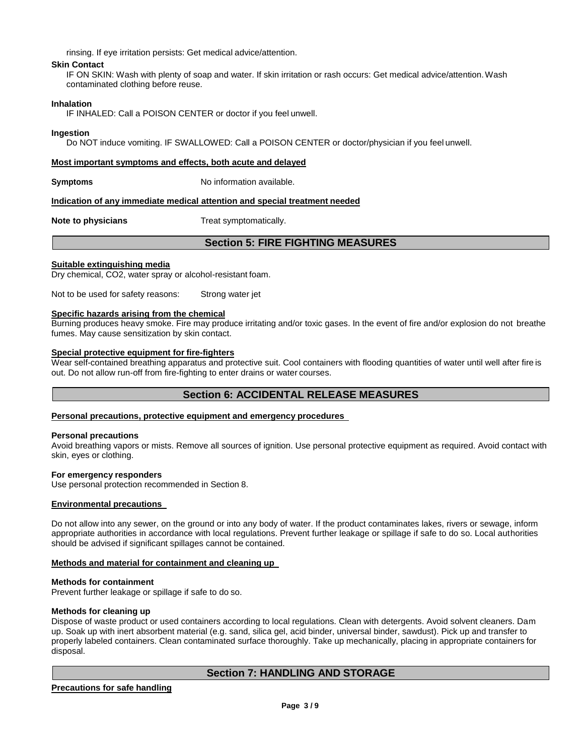rinsing. If eye irritation persists: Get medical advice/attention.

**Skin Contact**

IF ON SKIN: Wash with plenty of soap and water. If skin irritation or rash occurs: Get medical advice/attention. Wash contaminated clothing before reuse.

**Inhalation**

IF INHALED: Call a POISON CENTER or doctor if you feel unwell.

**Ingestion**

Do NOT induce vomiting. IF SWALLOWED: Call a POISON CENTER or doctor/physician if you feel unwell.

**Most important symptoms and effects, both acute and delayed**

**Symptoms** No information available.

**Indication of any immediate medical attention and special treatment needed**

**Note to physicians** Treat symptomatically.

## Section 5: FIRE FIGHTING MEASURES

**Suitable extinguishing media**

Dry chemical, CO2, water spray or alcohol-resistant foam.

Not to be used for safety reasons: Strong water jet

**Specific hazards arising from the chemical**

Burning produces heavy smoke. Fire may produce irritating and/or toxic gases. In the event of fire and/or explosion do not breathe fumes. May cause sensitization by skin contact.

**Special protective equipment for fire-fighters**

Wear self-contained breathing apparatus and protective suit. Cool containers with flooding quantities of water until well after fire is out. Do not allow run-off from fire-fighting to enter drains or water courses.

## Section 6: ACCIDENTAL RELEASE MEASURES

**Personal precautions, protective equipment and emergency procedures**

**Personal precautions**

Avoid breathing vapors or mists. Remove all sources of ignition. Use personal protective equipment as required. Avoid contact with skin, eyes or clothing.

**For emergency responders**

Use personal protection recommended in Section 8.

**Environmental precautions**

Do not allow into any sewer, on the ground or into any body of water. If the product contaminates lakes, rivers or sewage, inform appropriate authorities in accordance with local regulations. Prevent further leakage or spillage if safe to do so. Local authorities should be advised if significant spillages cannot be contained.

**Methods and material for containment and cleaning up**

**Methods for containment**

Prevent further leakage or spillage if safe to do so.

**Methods for cleaning up**

Dispose of waste product or used containers according to local regulations. Clean with detergents. Avoid solvent cleaners. Dam up. Soak up with inert absorbent material (e.g. sand, silica gel, acid binder, universal binder, sawdust). Pick up and transfer to properly labeled containers. Clean contaminated surface thoroughly. Take up mechanically, placing in appropriate containers for disposal.

## Section 7: HANDLING AND STORAGE

**Precautions for safe handling**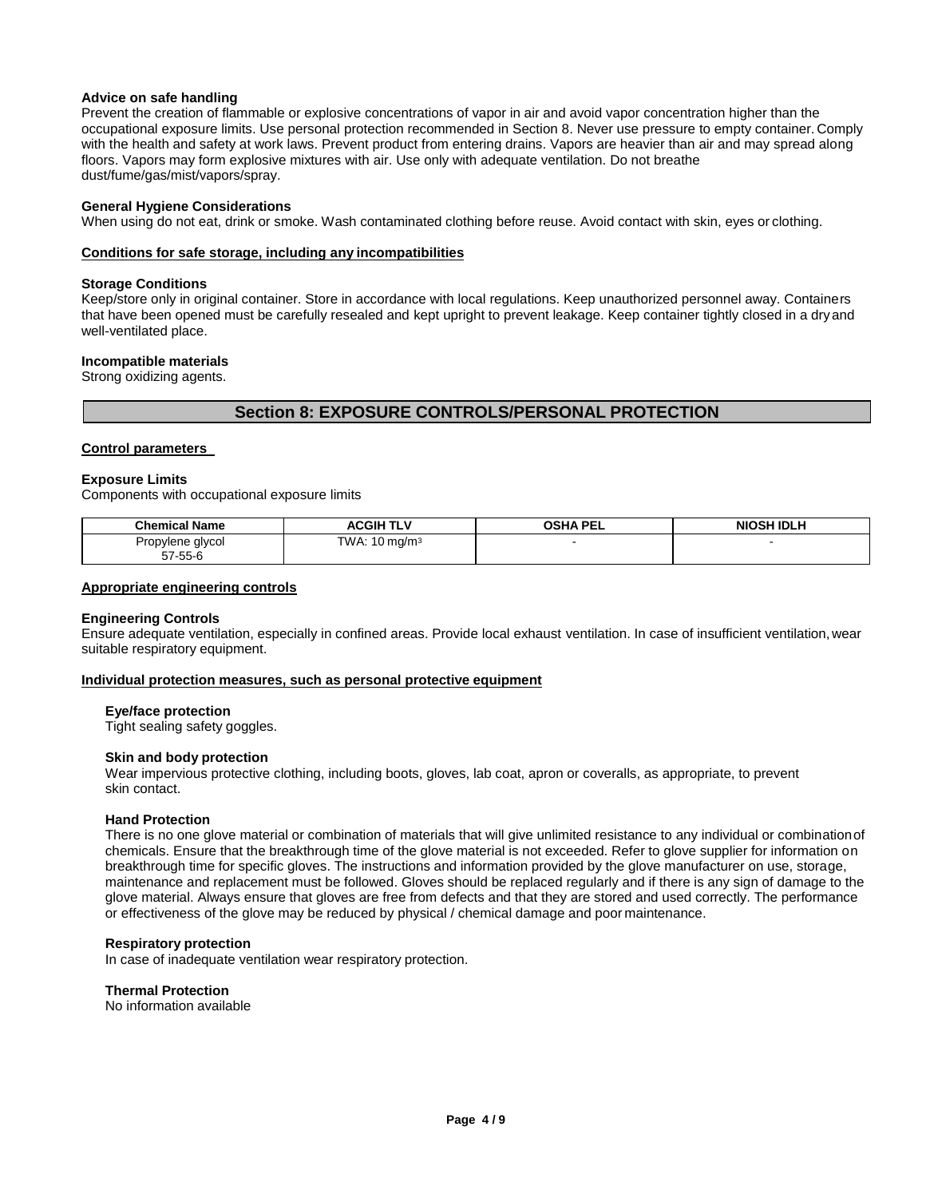**Advice on safe handling**

Prevent the creation of flammable or explosive concentrations of vapor in air and avoid vapor concentration higher than the occupational exposure limits. Use personal protection recommended in Section 8. Never use pressure to empty container. Comply with the health and safety at work laws. Prevent product from entering drains. Vapors are heavier than air and may spread along floors. Vapors may form explosive mixtures with air. Use only with adequate ventilation. Do not breathe dust/fume/gas/mist/vapors/spray.

**General Hygiene Considerations**

When using do not eat, drink or smoke. Wash contaminated clothing before reuse. Avoid contact with skin, eyes or clothing.

**Conditions for safe storage, including any incompatibilities**

**Storage Conditions**

Keep/store only in original container. Store in accordance with local regulations. Keep unauthorized personnel away. Containers that have been opened must be carefully resealed and kept upright to prevent leakage. Keep container tightly closed in a dry and well-ventilated place.

**Incompatible materials**

Strong oxidizing agents.

## Section 8: EXPOSURE CONTROLS/PERSONAL PROTECTION

**Control parameters**

**Exposure Limits**

Components with occupational exposure limits

| Chemical Name | ACGIH TLV | OSHA PEL | NIOSH IDLH |
|---|---|---|---|
| Propylene glycol 57-55-6 | TWA: 10 mg/m$^3$ | - | - |

**Appropriate engineering controls**

**Engineering Controls**

Ensure adequate ventilation, especially in confined areas. Provide local exhaust ventilation. In case of insufficient ventilation, wear suitable respiratory equipment.

**Individual protection measures, such as personal protective equipment**

**Eye/face protection**

Tight sealing safety goggles.

**Skin and body protection**

Wear impervious protective clothing, including boots, gloves, lab coat, apron or coveralls, as appropriate, to prevent skin contact.

**Hand Protection**

There is no one glove material or combination of materials that will give unlimited resistance to any individual or combination of chemicals. Ensure that the breakthrough time of the glove material is not exceeded. Refer to glove supplier for information on breakthrough time for specific gloves. The instructions and information provided by the glove manufacturer on use, storage, maintenance and replacement must be followed. Gloves should be replaced regularly and if there is any sign of damage to the glove material. Always ensure that gloves are free from defects and that they are stored and used correctly. The performance or effectiveness of the glove may be reduced by physical / chemical damage and poor maintenance.

**Respiratory protection**

In case of inadequate ventilation wear respiratory protection.

**Thermal Protection**

No information available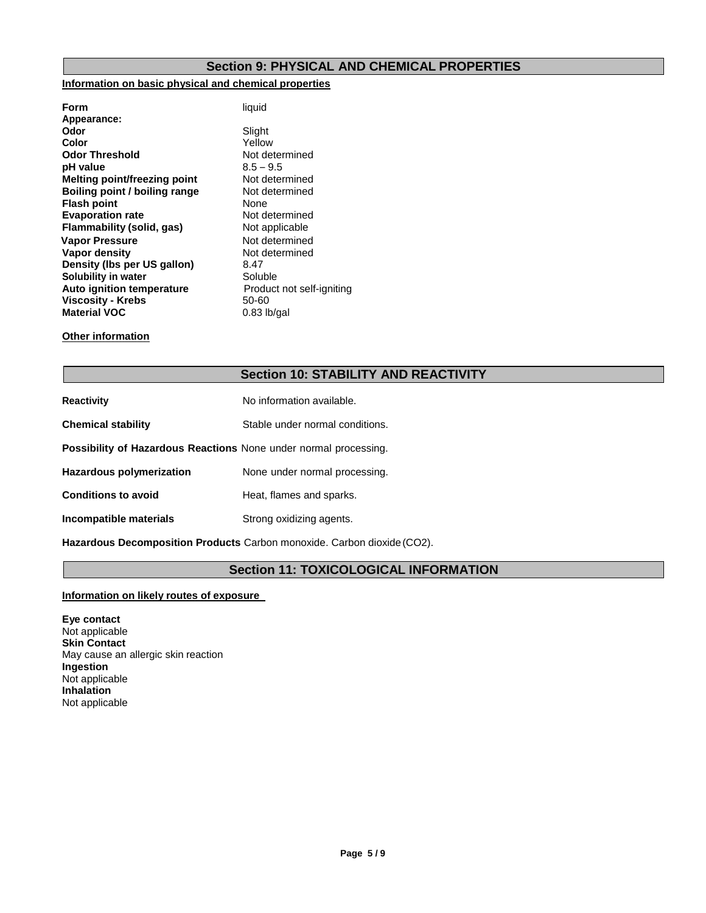## Section 9: PHYSICAL AND CHEMICAL PROPERTIES

**Information on basic physical and chemical properties**

| | |
|---|---|
| **Form** | liquid |
| **Appearance:** | |
| **Odor** | Slight |
| **Color** | Yellow |
| **Odor Threshold** | Not determined |
| **pH value** | 8.5 – 9.5 |
| **Melting point/freezing point** | Not determined |
| **Boiling point / boiling range** | Not determined |
| **Flash point** | None |
| **Evaporation rate** | Not determined |
| **Flammability (solid, gas)** | Not applicable |
| **Vapor Pressure** | Not determined |
| **Vapor density** | Not determined |
| **Density (lbs per US gallon)** | 8.47 |
| **Solubility in water** | Soluble |
| **Auto ignition temperature** | Product not self-igniting |
| **Viscosity - Krebs** | 50-60 |
| **Material VOC** | 0.83 lb/gal |

**Other information**

## Section 10: STABILITY AND REACTIVITY

**Reactivity** No information available.

**Chemical stability** Stable under normal conditions.

**Possibility of Hazardous Reactions** None under normal processing.

**Hazardous polymerization** None under normal processing.

**Conditions to avoid** Heat, flames and sparks.

**Incompatible materials** Strong oxidizing agents.

**Hazardous Decomposition Products** Carbon monoxide. Carbon dioxide ($CO_2$).

## Section 11: TOXICOLOGICAL INFORMATION

**Information on likely routes of exposure**

**Eye contact**
Not applicable
**Skin Contact**
May cause an allergic skin reaction
**Ingestion**
Not applicable
**Inhalation**
Not applicable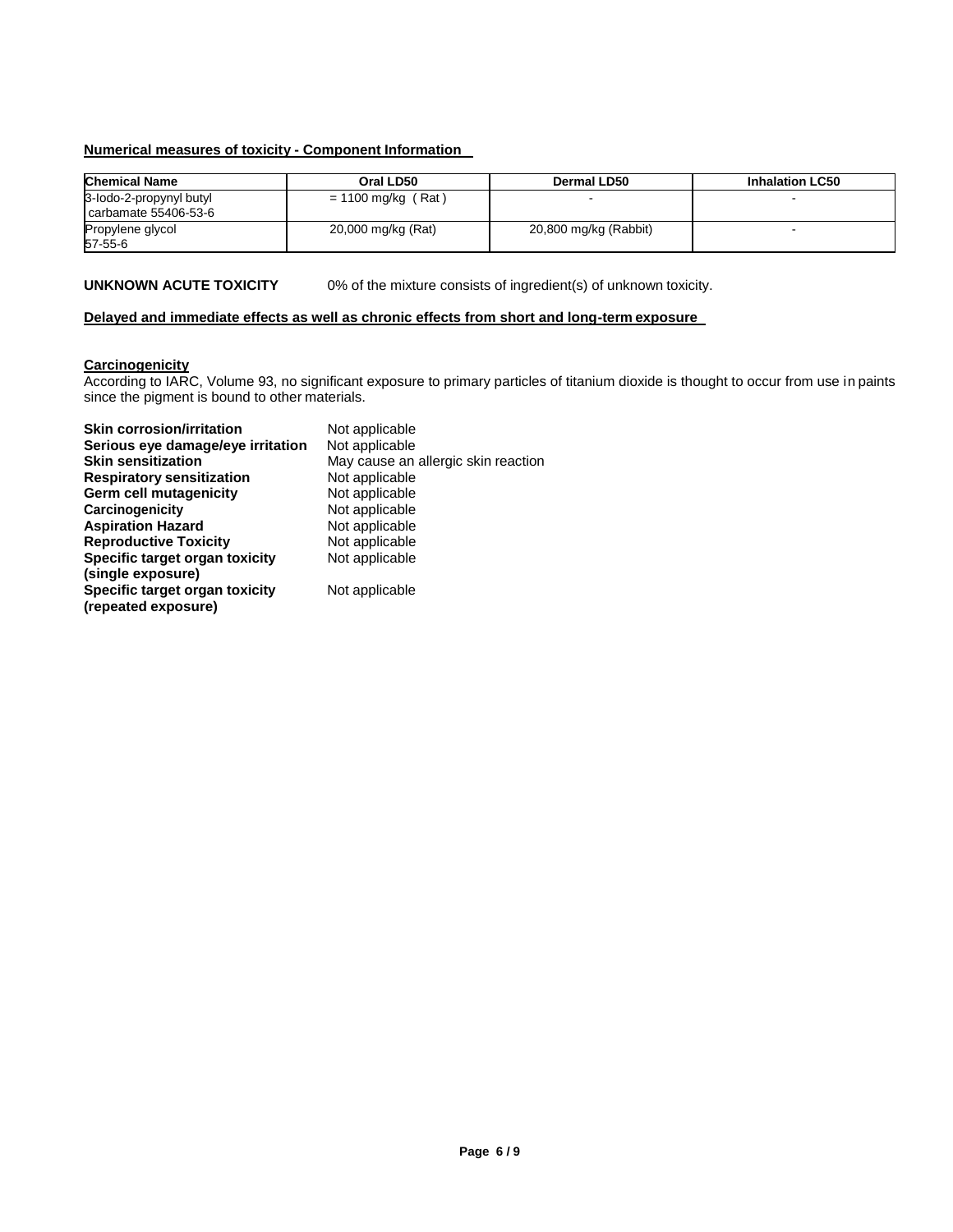**Numerical measures of toxicity - Component Information**

| Chemical Name | Oral LD50 | Dermal LD50 | Inhalation LC50 |
| --- | --- | --- | --- |
| 3-Iodo-2-propynyl butyl carbamate 55406-53-6 | = 1100 mg/kg ( Rat ) | - | - |
| Propylene glycol 57-55-6 | 20,000 mg/kg (Rat) | 20,800 mg/kg (Rabbit) | - |

**UNKNOWN ACUTE TOXICITY** 0% of the mixture consists of ingredient(s) of unknown toxicity.

**Delayed and immediate effects as well as chronic effects from short and long-term exposure**

**Carcinogenicity**

According to IARC, Volume 93, no significant exposure to primary particles of titanium dioxide is thought to occur from use in paints since the pigment is bound to other materials.

**Skin corrosion/irritation** Not applicable
**Serious eye damage/eye irritation** Not applicable
**Skin sensitization** May cause an allergic skin reaction
**Respiratory sensitization** Not applicable
**Germ cell mutagenicity** Not applicable
**Carcinogenicity** Not applicable
**Aspiration Hazard** Not applicable
**Reproductive Toxicity** Not applicable
**Specific target organ toxicity (single exposure)** Not applicable
**Specific target organ toxicity (repeated exposure)** Not applicable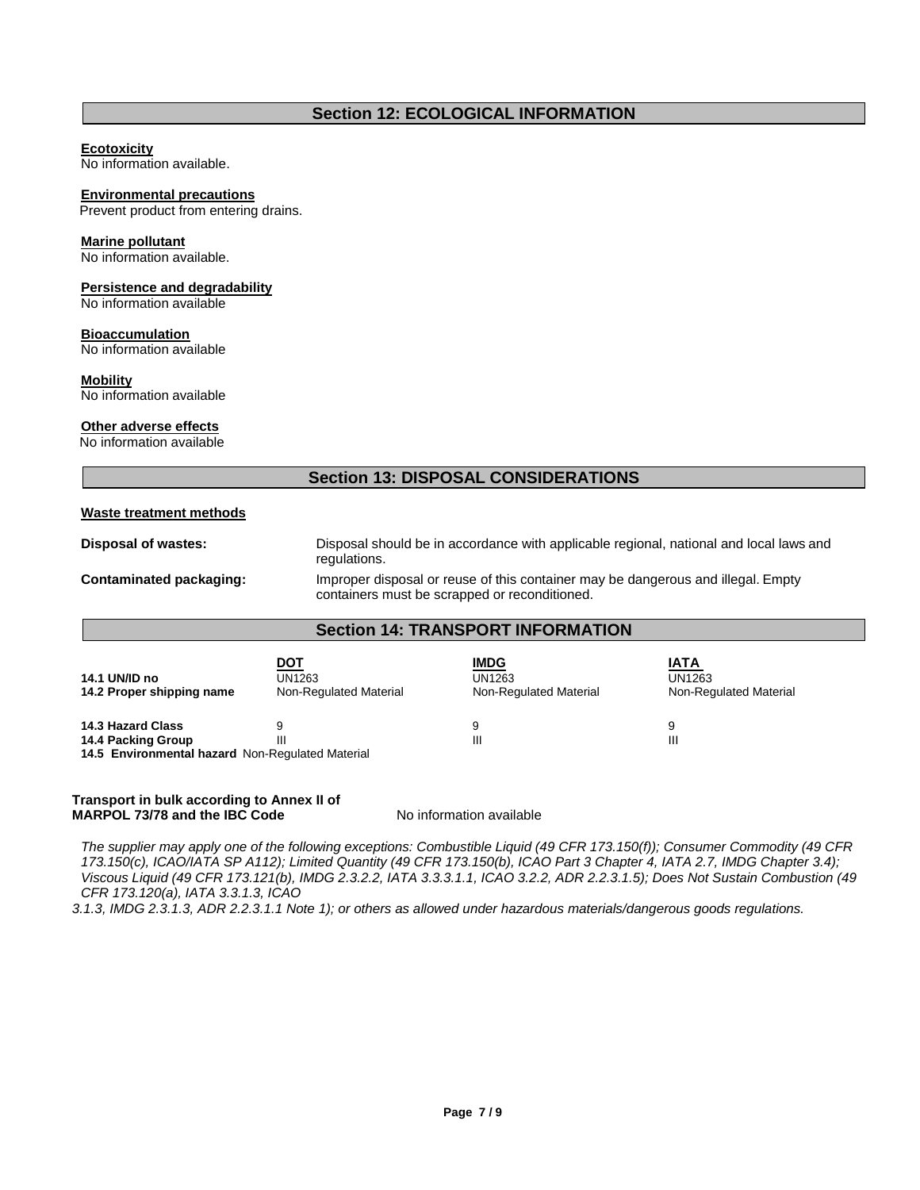## Section 12: ECOLOGICAL INFORMATION

**Ecotoxicity**
No information available.

**Environmental precautions**
Prevent product from entering drains.

**Marine pollutant**
No information available.

**Persistence and degradability**
No information available

**Bioaccumulation**
No information available

**Mobility**
No information available

**Other adverse effects**
No information available

## Section 13: DISPOSAL CONSIDERATIONS

**Waste treatment methods**

**Disposal of wastes:** Disposal should be in accordance with applicable regional, national and local laws and regulations.

**Contaminated packaging:** Improper disposal or reuse of this container may be dangerous and illegal. Empty containers must be scrapped or reconditioned.

## Section 14: TRANSPORT INFORMATION

| | DOT | IMDG | IATA |
|---|---|---|---|
| **14.1 UN/ID no** | UN1263 | UN1263 | UN1263 |
| **14.2 Proper shipping name** | Non-Regulated Material | Non-Regulated Material | Non-Regulated Material |
| **14.3 Hazard Class** | 9 | 9 | 9 |
| **14.4 Packing Group** | III | III | III |

**14.5 Environmental hazard** Non-Regulated Material

**Transport in bulk according to Annex II of MARPOL 73/78 and the IBC Code** No information available

*The supplier may apply one of the following exceptions: Combustible Liquid (49 CFR 173.150(f)); Consumer Commodity (49 CFR 173.150(c), ICAO/IATA SP A112); Limited Quantity (49 CFR 173.150(b), ICAO Part 3 Chapter 4, IATA 2.7, IMDG Chapter 3.4); Viscous Liquid (49 CFR 173.121(b), IMDG 2.3.2.2, IATA 3.3.3.1.1, ICAO 3.2.2, ADR 2.2.3.1.5); Does Not Sustain Combustion (49 CFR 173.120(a), IATA 3.3.1.3, ICAO 3.1.3, IMDG 2.3.1.3, ADR 2.2.3.1.1 Note 1); or others as allowed under hazardous materials/dangerous goods regulations.*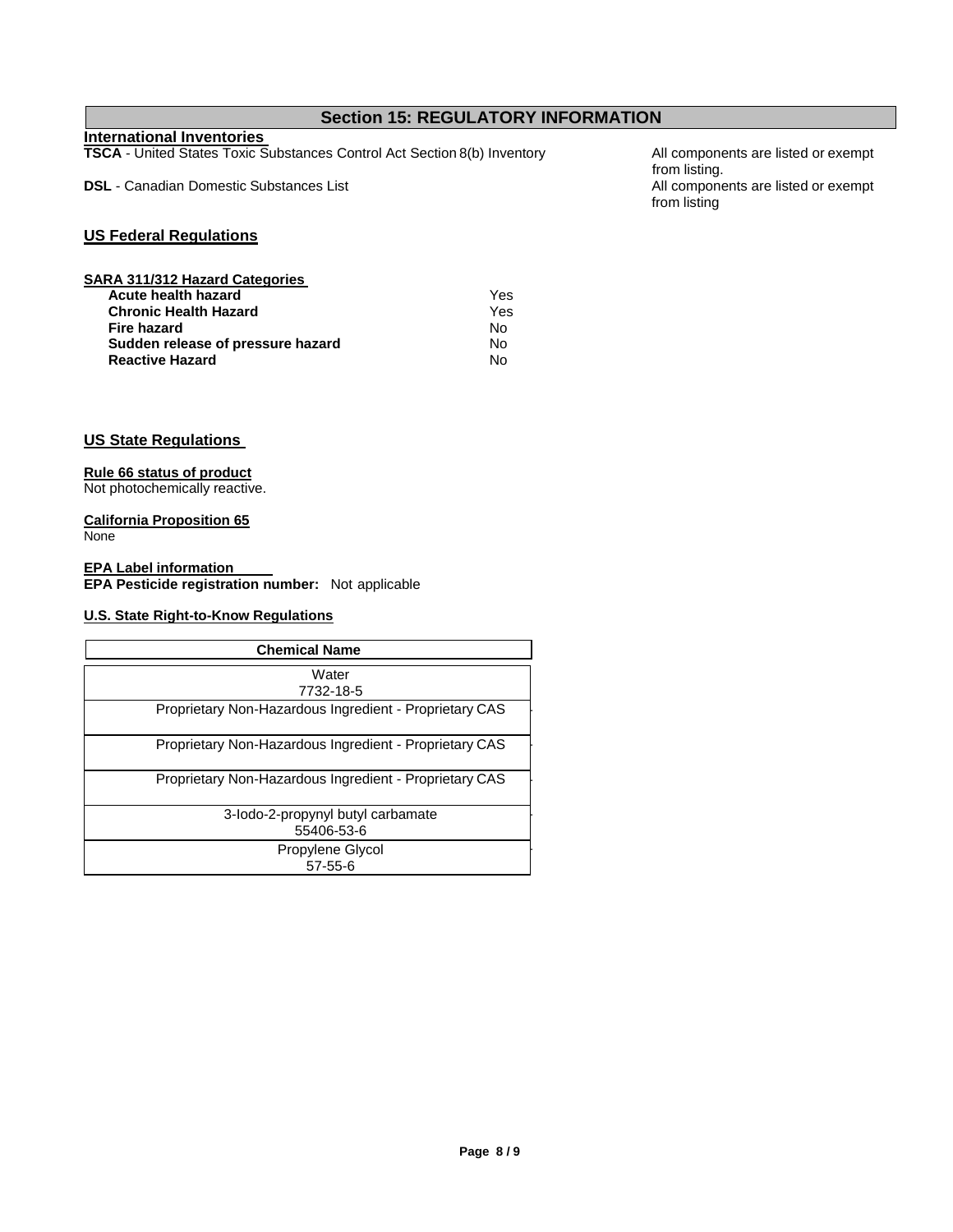## Section 15: REGULATORY INFORMATION

### International Inventories

**TSCA** - United States Toxic Substances Control Act Section 8(b) Inventory — All components are listed or exempt from listing.

**DSL** - Canadian Domestic Substances List — All components are listed or exempt from listing

### US Federal Regulations

**SARA 311/312 Hazard Categories**

| | |
|---|---|
| **Acute health hazard** | Yes |
| **Chronic Health Hazard** | Yes |
| **Fire hazard** | No |
| **Sudden release of pressure hazard** | No |
| **Reactive Hazard** | No |

### US State Regulations

**Rule 66 status of product**

Not photochemically reactive.

**California Proposition 65**

None

**EPA Label information**

**EPA Pesticide registration number:** Not applicable

**U.S. State Right-to-Know Regulations**

| Chemical Name |
|---|
| Water<br>7732-18-5 |
| Proprietary Non-Hazardous Ingredient - Proprietary CAS |
| Proprietary Non-Hazardous Ingredient - Proprietary CAS |
| Proprietary Non-Hazardous Ingredient - Proprietary CAS |
| 3-Iodo-2-propynyl butyl carbamate<br>55406-53-6 |
| Propylene Glycol<br>57-55-6 |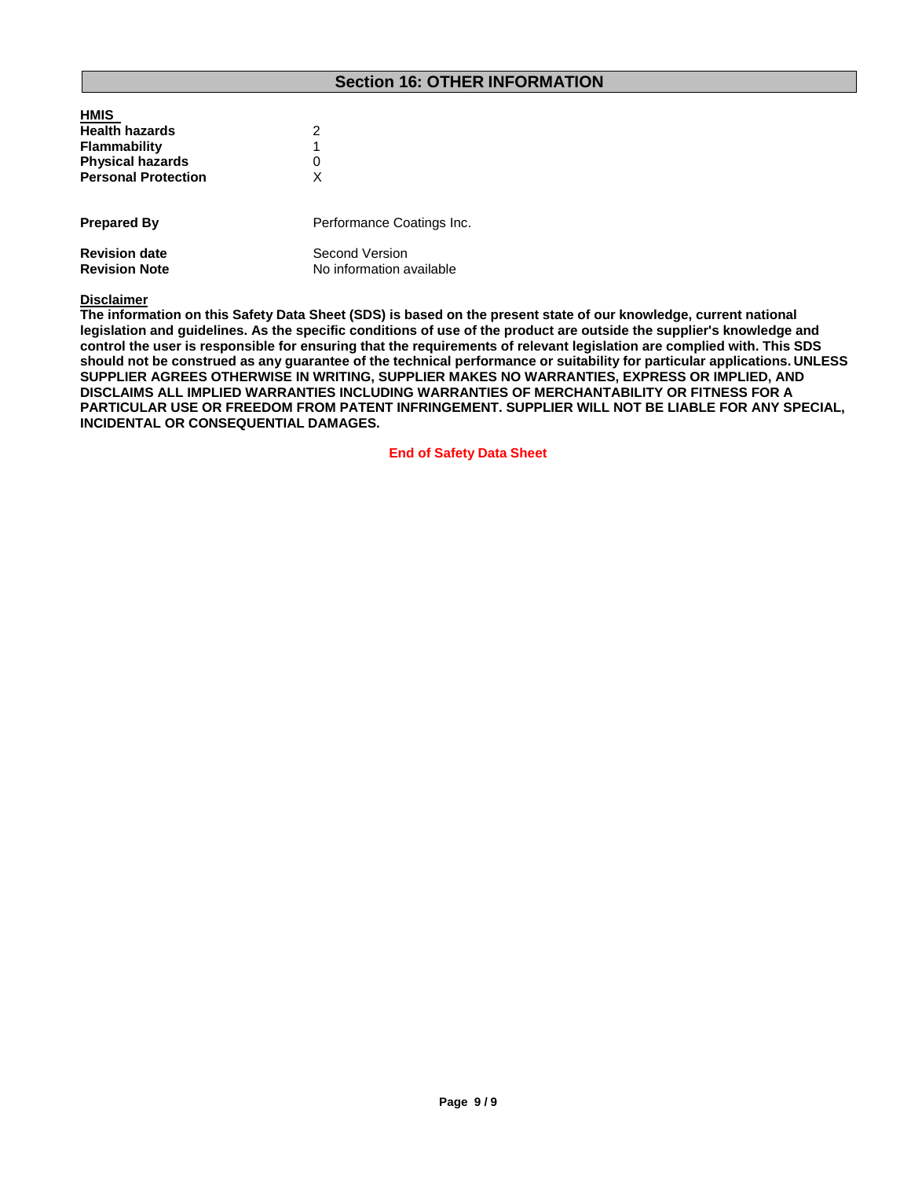## Section 16: OTHER INFORMATION

**HMIS**

| | |
|---|---|
| **Health hazards** | 2 |
| **Flammability** | 1 |
| **Physical hazards** | 0 |
| **Personal Protection** | X |

| | |
|---|---|
| **Prepared By** | Performance Coatings Inc. |
| **Revision date** | Second Version |
| **Revision Note** | No information available |

**Disclaimer**

**The information on this Safety Data Sheet (SDS) is based on the present state of our knowledge, current national legislation and guidelines. As the specific conditions of use of the product are outside the supplier's knowledge and control the user is responsible for ensuring that the requirements of relevant legislation are complied with. This SDS should not be construed as any guarantee of the technical performance or suitability for particular applications. UNLESS SUPPLIER AGREES OTHERWISE IN WRITING, SUPPLIER MAKES NO WARRANTIES, EXPRESS OR IMPLIED, AND DISCLAIMS ALL IMPLIED WARRANTIES INCLUDING WARRANTIES OF MERCHANTABILITY OR FITNESS FOR A PARTICULAR USE OR FREEDOM FROM PATENT INFRINGEMENT. SUPPLIER WILL NOT BE LIABLE FOR ANY SPECIAL, INCIDENTAL OR CONSEQUENTIAL DAMAGES.**

**End of Safety Data Sheet**